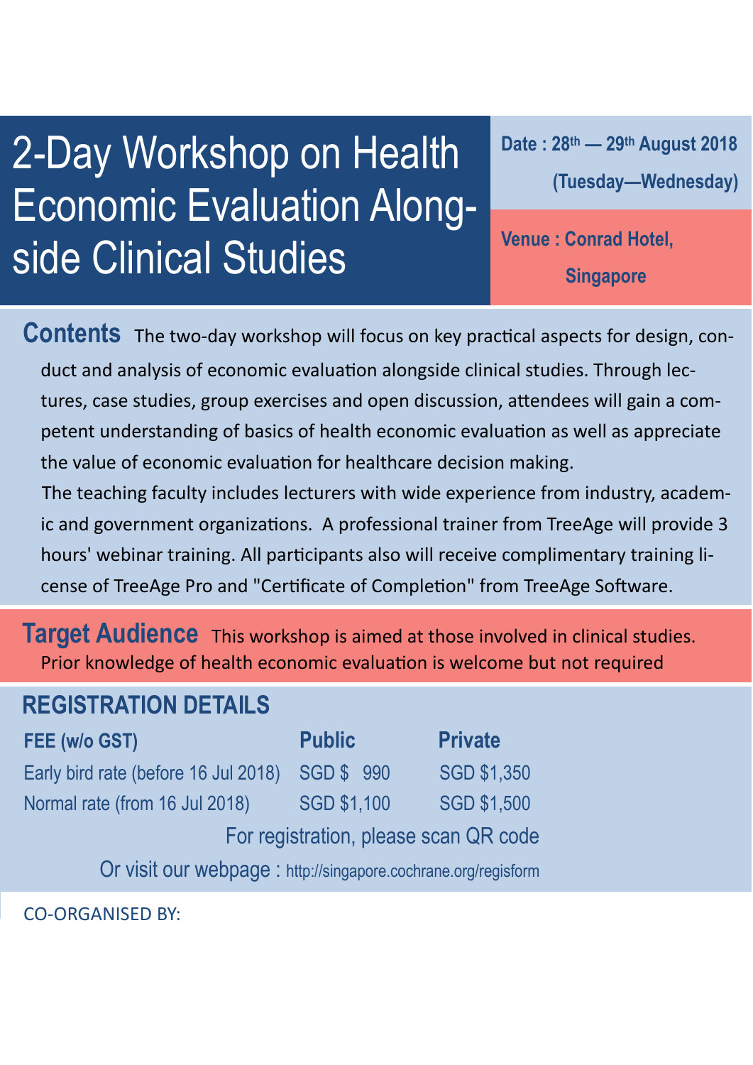# 2-Day Workshop on Health Economic Evaluation Alongside Clinical Studies

**Date : 28th — 29th August 2018 (Tuesday—Wednesday)**

**Venue : Conrad Hotel, Singapore**

## Contents

The two-day workshop will focus on key practical aspects for design, conduct and analysis of economic evaluation alongside clinical studies. Through lectures, case studies, group exercises and open discussion, attendees will gain a competent understanding of basics of health economic evaluation as well as appreciate the value of economic evaluation for healthcare decision making.

The teaching faculty includes lecturers with wide experience from industry, academic and government organizations. A professional trainer from TreeAge will provide 3 hours' webinar training. All participants also will receive complimentary training license of TreeAge Pro and "Certificate of Completion" from TreeAge Software.

## Target Audience

This workshop is aimed at those involved in clinical studies. Prior knowledge of health economic evaluation is welcome but not required

## REGISTRATION DETAILS

| FEE (w/o GST) | Public | Private |
|---|---|---|
| Early bird rate (before 16 Jul 2018) | SGD $ 990 | SGD $1,350 |
| Normal rate (from 16 Jul 2018) | SGD $1,100 | SGD $1,500 |

For registration, please scan QR code

Or visit our webpage : http://singapore.cochrane.org/regisform

CO-ORGANISED BY: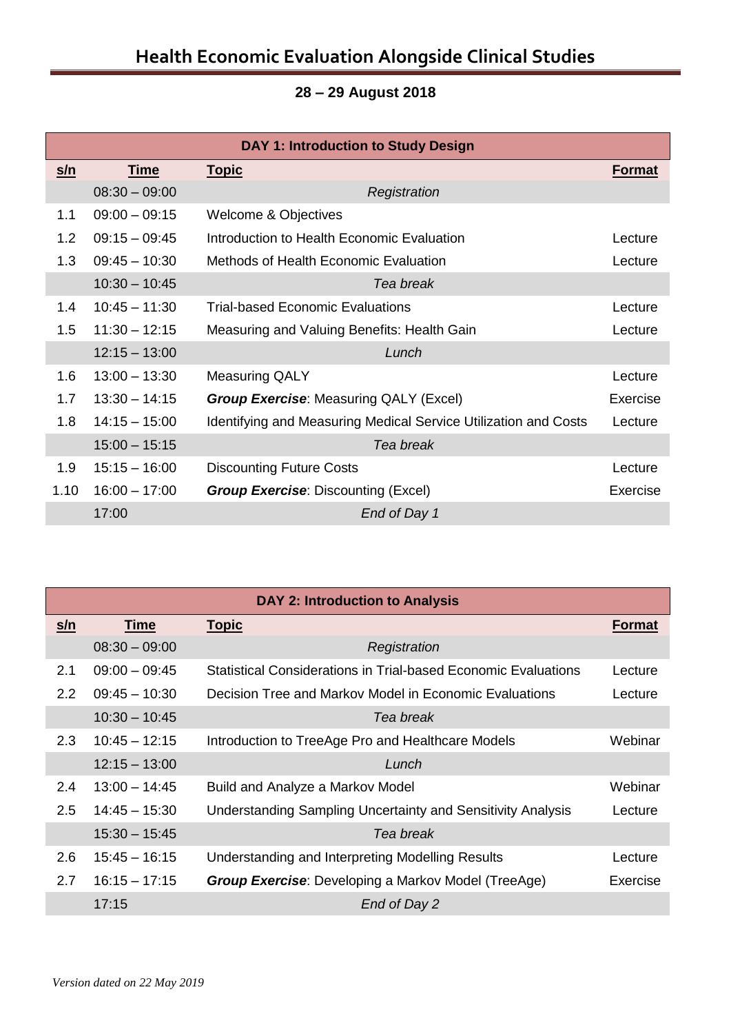# Health Economic Evaluation Alongside Clinical Studies

**28 – 29 August 2018**

| **DAY 1: Introduction to Study Design** | | | |
|---|---|---|---|
| **s/n** | **Time** | **Topic** | **Format** |
| | 08:30 – 09:00 | *Registration* | |
| 1.1 | 09:00 – 09:15 | Welcome & Objectives | |
| 1.2 | 09:15 – 09:45 | Introduction to Health Economic Evaluation | Lecture |
| 1.3 | 09:45 – 10:30 | Methods of Health Economic Evaluation | Lecture |
| | 10:30 – 10:45 | *Tea break* | |
| 1.4 | 10:45 – 11:30 | Trial-based Economic Evaluations | Lecture |
| 1.5 | 11:30 – 12:15 | Measuring and Valuing Benefits: Health Gain | Lecture |
| | 12:15 – 13:00 | *Lunch* | |
| 1.6 | 13:00 – 13:30 | Measuring QALY | Lecture |
| 1.7 | 13:30 – 14:15 | ***Group Exercise***: Measuring QALY (Excel) | Exercise |
| 1.8 | 14:15 – 15:00 | Identifying and Measuring Medical Service Utilization and Costs | Lecture |
| | 15:00 – 15:15 | *Tea break* | |
| 1.9 | 15:15 – 16:00 | Discounting Future Costs | Lecture |
| 1.10 | 16:00 – 17:00 | ***Group Exercise***: Discounting (Excel) | Exercise |
| | 17:00 | *End of Day 1* | |

| **DAY 2: Introduction to Analysis** | | | |
|---|---|---|---|
| **s/n** | **Time** | **Topic** | **Format** |
| | 08:30 – 09:00 | *Registration* | |
| 2.1 | 09:00 – 09:45 | Statistical Considerations in Trial-based Economic Evaluations | Lecture |
| 2.2 | 09:45 – 10:30 | Decision Tree and Markov Model in Economic Evaluations | Lecture |
| | 10:30 – 10:45 | *Tea break* | |
| 2.3 | 10:45 – 12:15 | Introduction to TreeAge Pro and Healthcare Models | Webinar |
| | 12:15 – 13:00 | *Lunch* | |
| 2.4 | 13:00 – 14:45 | Build and Analyze a Markov Model | Webinar |
| 2.5 | 14:45 – 15:30 | Understanding Sampling Uncertainty and Sensitivity Analysis | Lecture |
| | 15:30 – 15:45 | *Tea break* | |
| 2.6 | 15:45 – 16:15 | Understanding and Interpreting Modelling Results | Lecture |
| 2.7 | 16:15 – 17:15 | ***Group Exercise***: Developing a Markov Model (TreeAge) | Exercise |
| | 17:15 | *End of Day 2* | |

*Version dated on 22 May 2019*